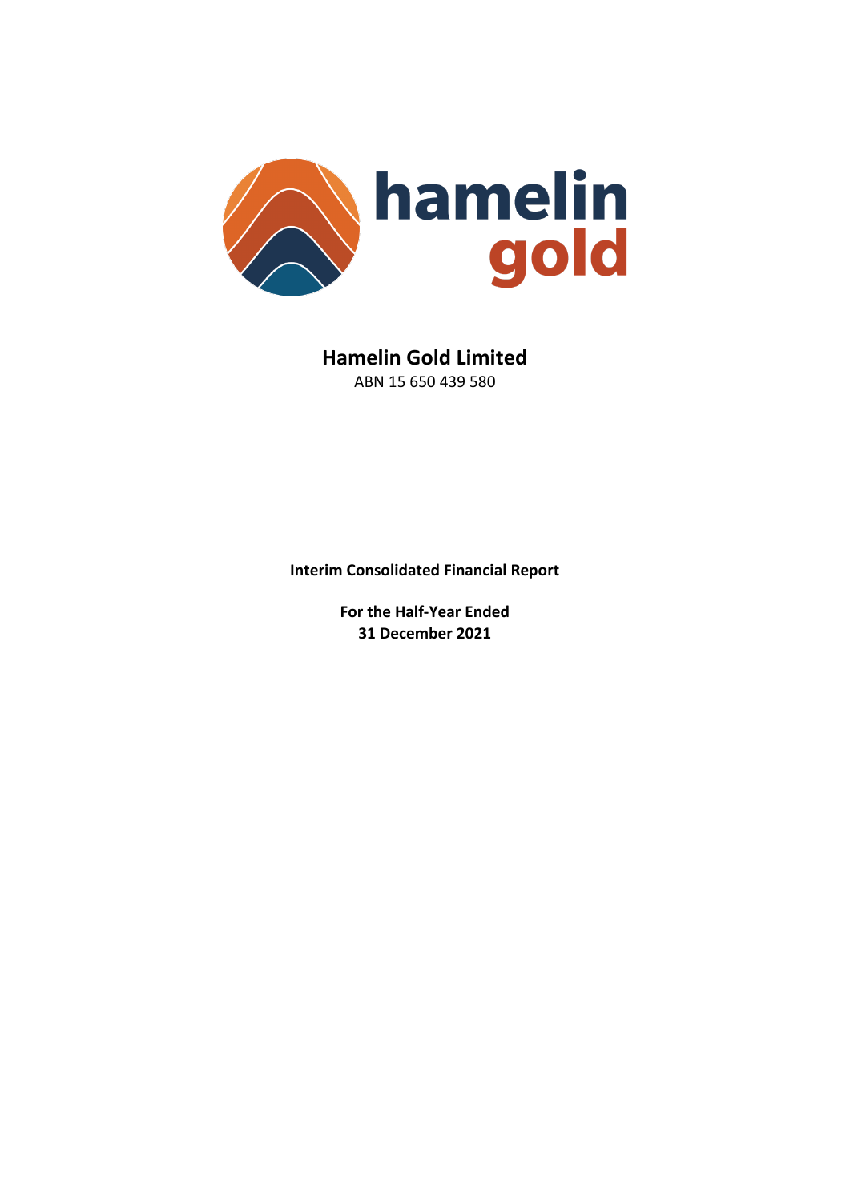# Hamelin Gold Limited

ABN 15 650 439 580

**Interim Consolidated Financial Report**

**For the Half-Year Ended**
**31 December 2021**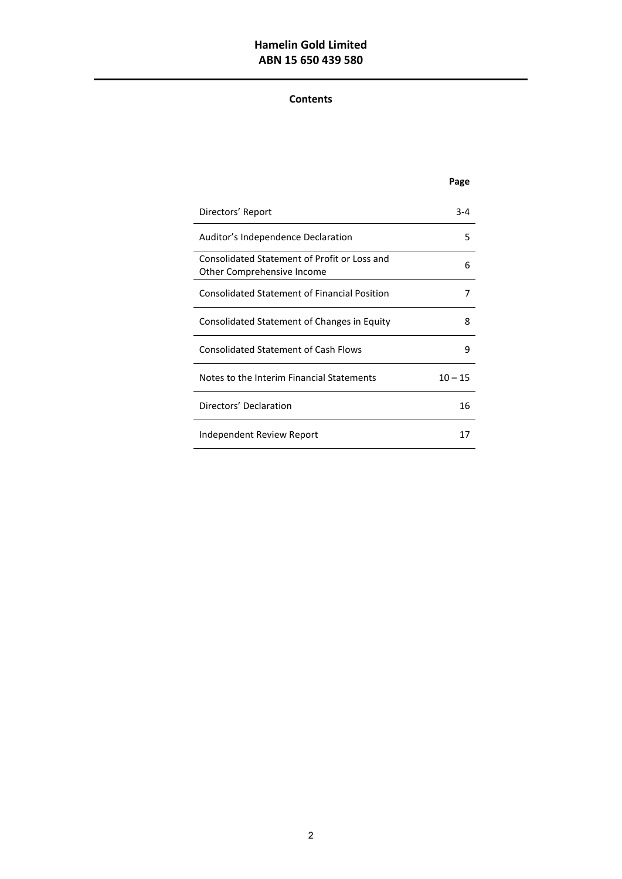# Hamelin Gold Limited
# ABN 15 650 439 580

## Contents

| | Page |
|---|---|
| Directors' Report | 3-4 |
| Auditor's Independence Declaration | 5 |
| Consolidated Statement of Profit or Loss and Other Comprehensive Income | 6 |
| Consolidated Statement of Financial Position | 7 |
| Consolidated Statement of Changes in Equity | 8 |
| Consolidated Statement of Cash Flows | 9 |
| Notes to the Interim Financial Statements | 10 – 15 |
| Directors' Declaration | 16 |
| Independent Review Report | 17 |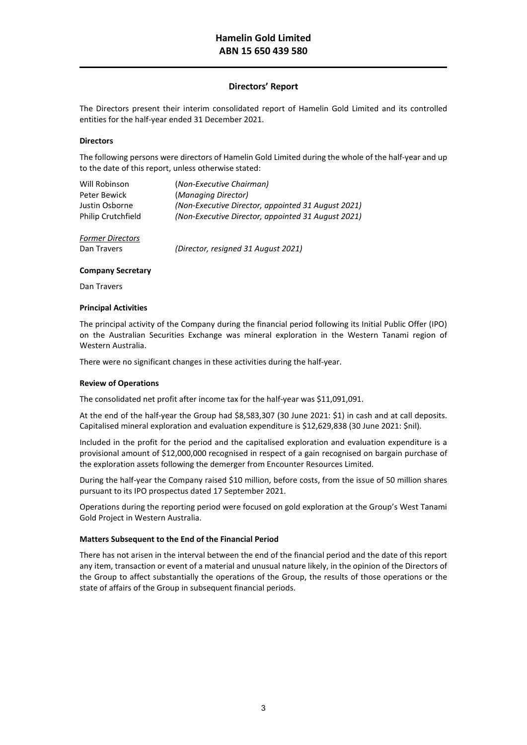# Hamelin Gold Limited
# ABN 15 650 439 580

## Directors' Report

The Directors present their interim consolidated report of Hamelin Gold Limited and its controlled entities for the half-year ended 31 December 2021.

**Directors**

The following persons were directors of Hamelin Gold Limited during the whole of the half-year and up to the date of this report, unless otherwise stated:

| | |
|---|---|
| Will Robinson | (*Non-Executive Chairman)* |
| Peter Bewick | (*Managing Director)* |
| Justin Osborne | *(Non-Executive Director, appointed 31 August 2021)* |
| Philip Crutchfield | *(Non-Executive Director, appointed 31 August 2021)* |

*Former Directors*

| | |
|---|---|
| Dan Travers | *(Director, resigned 31 August 2021)* |

**Company Secretary**

Dan Travers

**Principal Activities**

The principal activity of the Company during the financial period following its Initial Public Offer (IPO) on the Australian Securities Exchange was mineral exploration in the Western Tanami region of Western Australia.

There were no significant changes in these activities during the half-year.

**Review of Operations**

The consolidated net profit after income tax for the half-year was $11,091,091.

At the end of the half-year the Group had $8,583,307 (30 June 2021: $1) in cash and at call deposits. Capitalised mineral exploration and evaluation expenditure is $12,629,838 (30 June 2021: $nil).

Included in the profit for the period and the capitalised exploration and evaluation expenditure is a provisional amount of $12,000,000 recognised in respect of a gain recognised on bargain purchase of the exploration assets following the demerger from Encounter Resources Limited.

During the half-year the Company raised $10 million, before costs, from the issue of 50 million shares pursuant to its IPO prospectus dated 17 September 2021.

Operations during the reporting period were focused on gold exploration at the Group's West Tanami Gold Project in Western Australia.

**Matters Subsequent to the End of the Financial Period**

There has not arisen in the interval between the end of the financial period and the date of this report any item, transaction or event of a material and unusual nature likely, in the opinion of the Directors of the Group to affect substantially the operations of the Group, the results of those operations or the state of affairs of the Group in subsequent financial periods.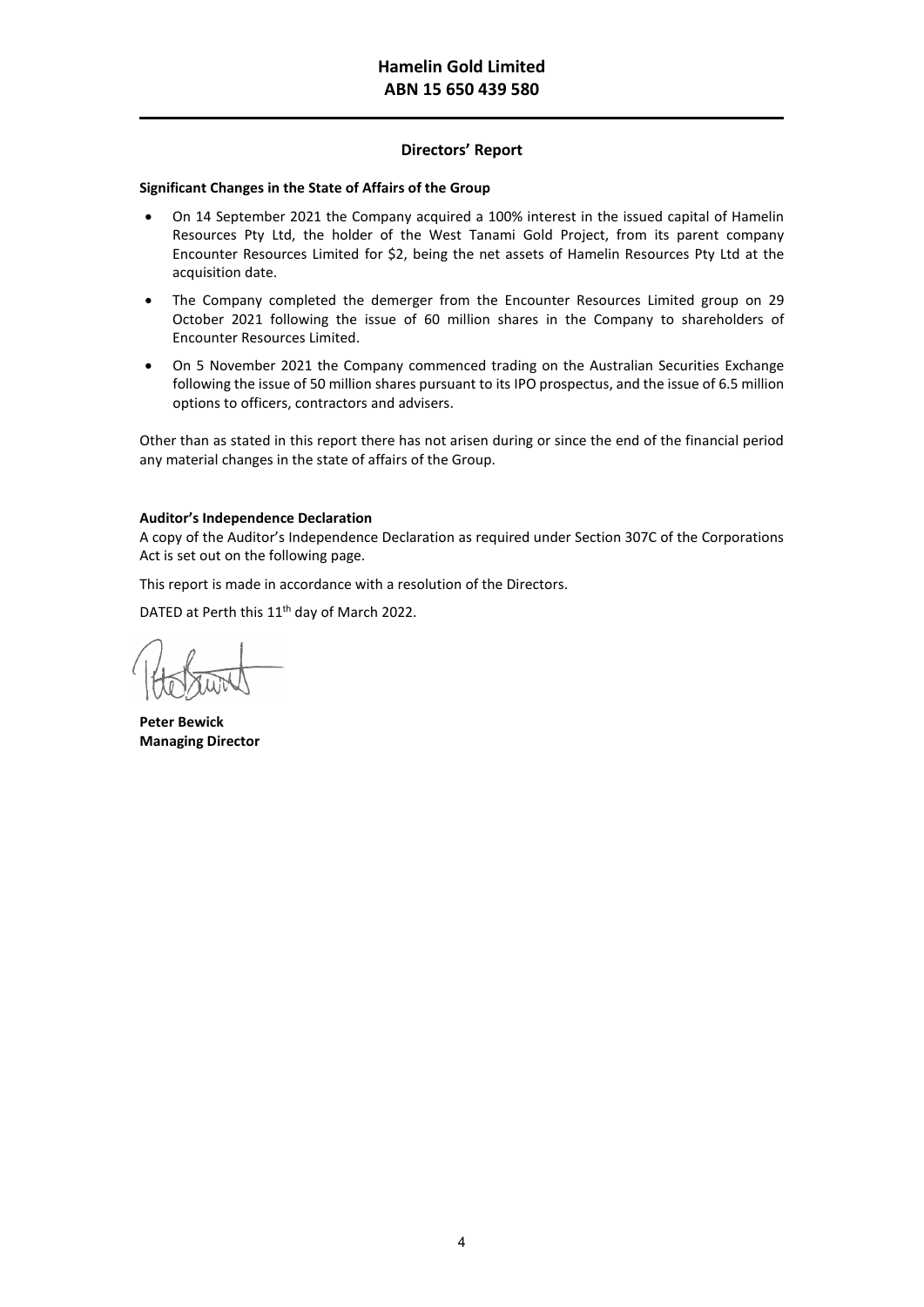# Hamelin Gold Limited
# ABN 15 650 439 580

## Directors' Report

**Significant Changes in the State of Affairs of the Group**

- On 14 September 2021 the Company acquired a 100% interest in the issued capital of Hamelin Resources Pty Ltd, the holder of the West Tanami Gold Project, from its parent company Encounter Resources Limited for $2, being the net assets of Hamelin Resources Pty Ltd at the acquisition date.
- The Company completed the demerger from the Encounter Resources Limited group on 29 October 2021 following the issue of 60 million shares in the Company to shareholders of Encounter Resources Limited.
- On 5 November 2021 the Company commenced trading on the Australian Securities Exchange following the issue of 50 million shares pursuant to its IPO prospectus, and the issue of 6.5 million options to officers, contractors and advisers.

Other than as stated in this report there has not arisen during or since the end of the financial period any material changes in the state of affairs of the Group.

**Auditor's Independence Declaration**

A copy of the Auditor's Independence Declaration as required under Section 307C of the Corporations Act is set out on the following page.

This report is made in accordance with a resolution of the Directors.

DATED at Perth this 11th day of March 2022.

**Peter Bewick**
**Managing Director**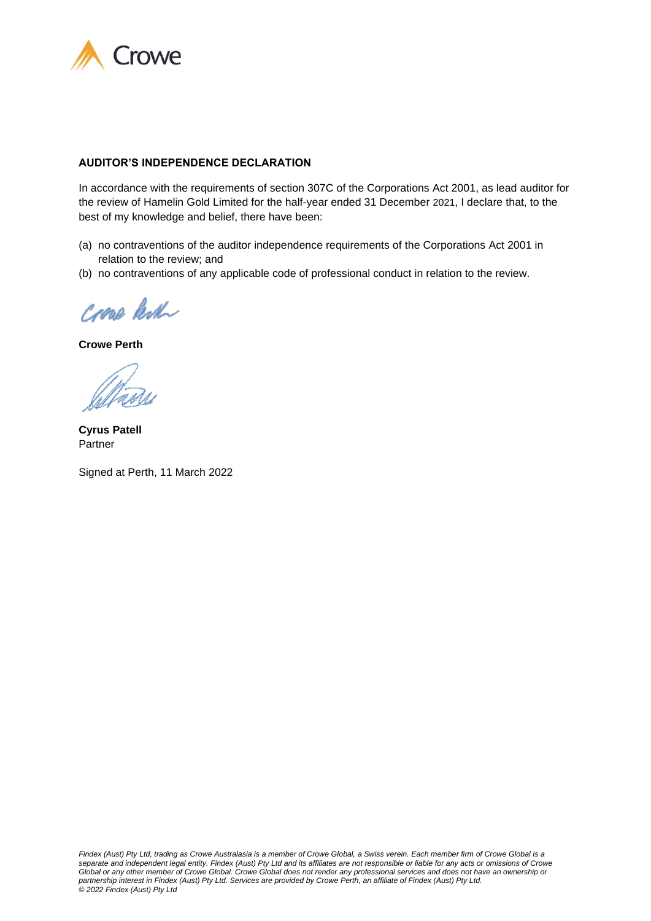Crowe

**AUDITOR'S INDEPENDENCE DECLARATION**

In accordance with the requirements of section 307C of the Corporations Act 2001, as lead auditor for the review of Hamelin Gold Limited for the half-year ended 31 December 2021, I declare that, to the best of my knowledge and belief, there have been:

(a) no contraventions of the auditor independence requirements of the Corporations Act 2001 in relation to the review; and

(b) no contraventions of any applicable code of professional conduct in relation to the review.

Crowe Perth

**Crowe Perth**

**Cyrus Patell**
Partner

Signed at Perth, 11 March 2022

*Findex (Aust) Pty Ltd, trading as Crowe Australasia is a member of Crowe Global, a Swiss verein. Each member firm of Crowe Global is a separate and independent legal entity. Findex (Aust) Pty Ltd and its affiliates are not responsible or liable for any acts or omissions of Crowe Global or any other member of Crowe Global. Crowe Global does not render any professional services and does not have an ownership or partnership interest in Findex (Aust) Pty Ltd. Services are provided by Crowe Perth, an affiliate of Findex (Aust) Pty Ltd.*
*© 2022 Findex (Aust) Pty Ltd*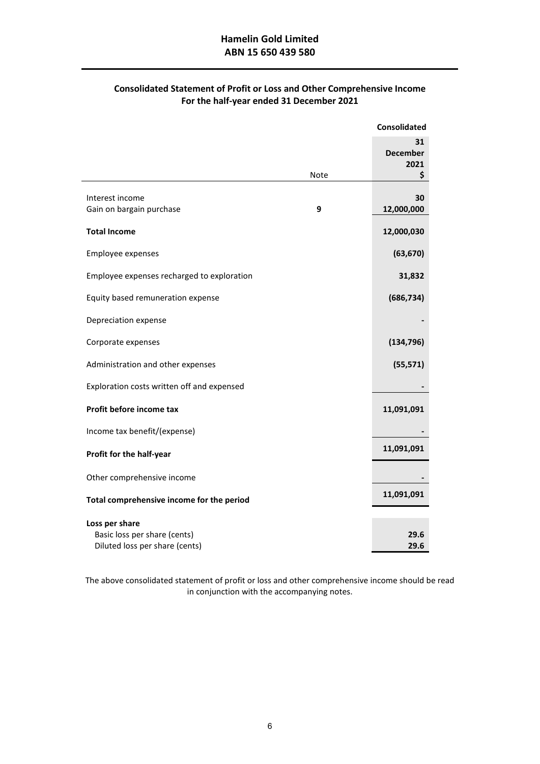# Hamelin Gold Limited
## ABN 15 650 439 580

### Consolidated Statement of Profit or Loss and Other Comprehensive Income
### For the half-year ended 31 December 2021

| | Note | Consolidated<br>31 December 2021<br>$ |
|---|---|---|
| Interest income | | 30 |
| Gain on bargain purchase | **9** | 12,000,000 |
| **Total Income** | | **12,000,030** |
| Employee expenses | | **(63,670)** |
| Employee expenses recharged to exploration | | **31,832** |
| Equity based remuneration expense | | **(686,734)** |
| Depreciation expense | | **-** |
| Corporate expenses | | **(134,796)** |
| Administration and other expenses | | **(55,571)** |
| Exploration costs written off and expensed | | **-** |
| **Profit before income tax** | | **11,091,091** |
| Income tax benefit/(expense) | | **-** |
| **Profit for the half-year** | | **11,091,091** |
| Other comprehensive income | | **-** |
| **Total comprehensive income for the period** | | **11,091,091** |
| **Loss per share** | | |
| Basic loss per share (cents) | | **29.6** |
| Diluted loss per share (cents) | | **29.6** |

The above consolidated statement of profit or loss and other comprehensive income should be read in conjunction with the accompanying notes.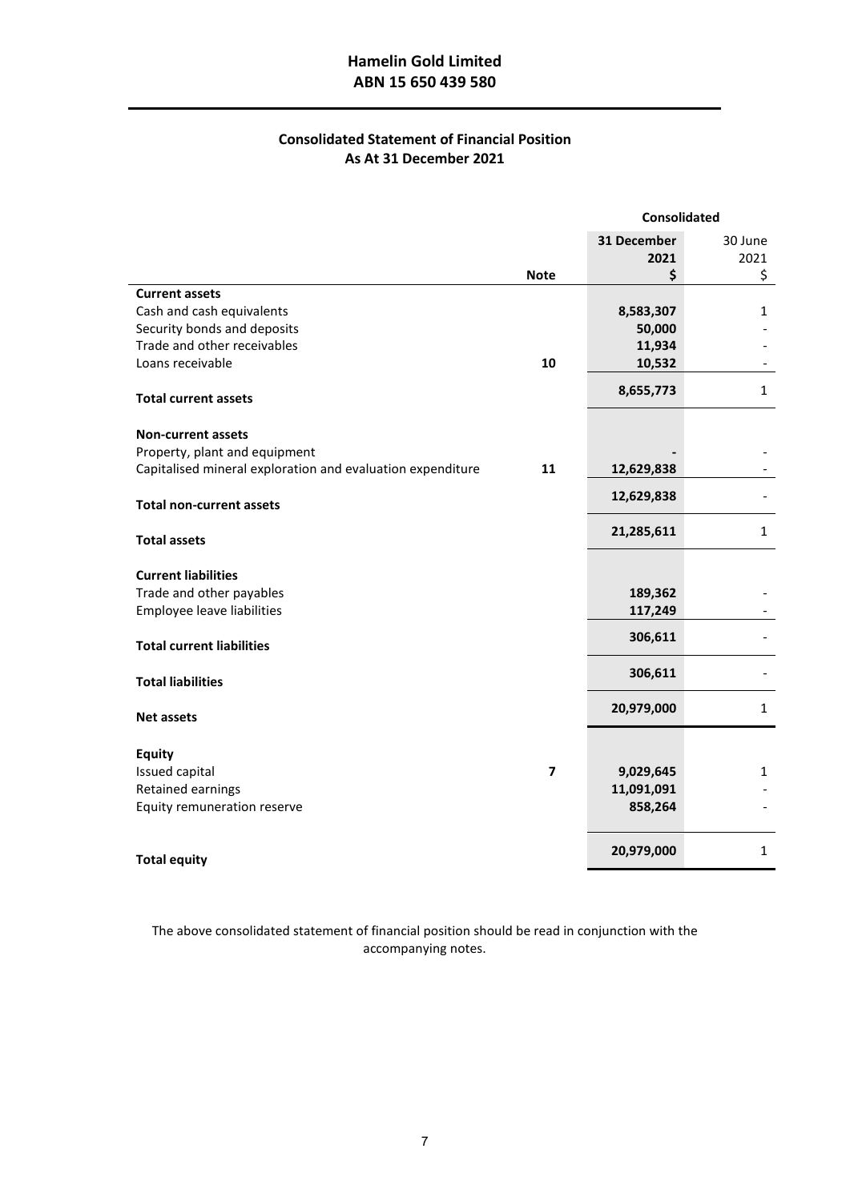# Hamelin Gold Limited
## ABN 15 650 439 580

### Consolidated Statement of Financial Position
### As At 31 December 2021

| | Note | Consolidated | |
|---|---|---|---|
| | | **31 December 2021** **$** | 30 June 2021 $ |
| **Current assets** | | | |
| Cash and cash equivalents | | **8,583,307** | 1 |
| Security bonds and deposits | | **50,000** | - |
| Trade and other receivables | | **11,934** | - |
| Loans receivable | **10** | **10,532** | - |
| **Total current assets** | | **8,655,773** | 1 |
| **Non-current assets** | | | |
| Property, plant and equipment | | **-** | - |
| Capitalised mineral exploration and evaluation expenditure | **11** | **12,629,838** | - |
| **Total non-current assets** | | **12,629,838** | - |
| **Total assets** | | **21,285,611** | 1 |
| **Current liabilities** | | | |
| Trade and other payables | | **189,362** | - |
| Employee leave liabilities | | **117,249** | - |
| **Total current liabilities** | | **306,611** | - |
| **Total liabilities** | | **306,611** | - |
| **Net assets** | | **20,979,000** | 1 |
| **Equity** | | | |
| Issued capital | **7** | **9,029,645** | 1 |
| Retained earnings | | **11,091,091** | - |
| Equity remuneration reserve | | **858,264** | - |
| **Total equity** | | **20,979,000** | 1 |

The above consolidated statement of financial position should be read in conjunction with the accompanying notes.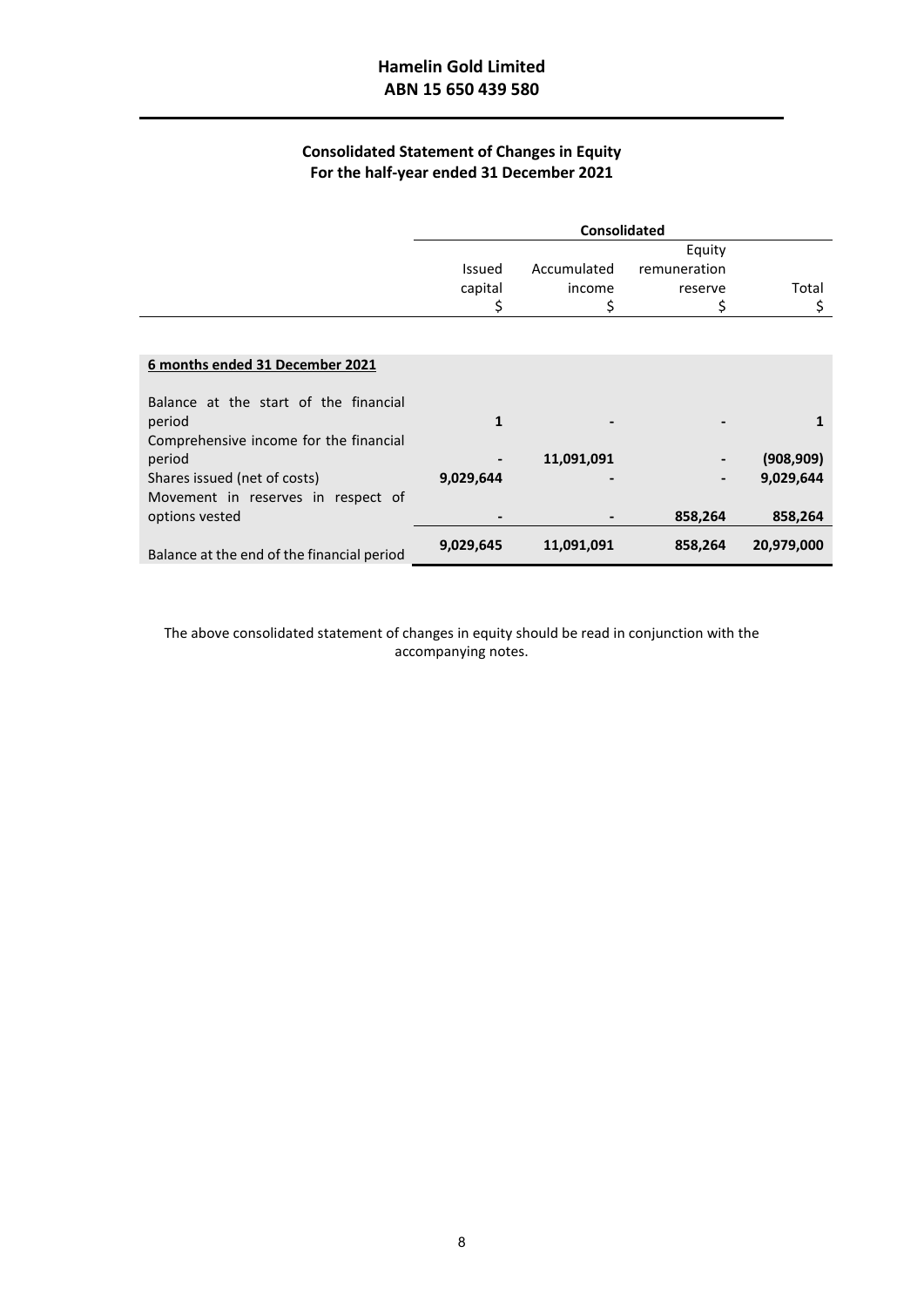# Hamelin Gold Limited
## ABN 15 650 439 580

### Consolidated Statement of Changes in Equity
### For the half-year ended 31 December 2021

| | Consolidated | | | |
|---|---|---|---|---|
| | Issued capital<br>$ | Accumulated income<br>$ | Equity remuneration reserve<br>$ | Total<br>$ |
| **6 months ended 31 December 2021** | | | | |
| Balance at the start of the financial period | **1** | **-** | **-** | **1** |
| Comprehensive income for the financial period | **-** | **11,091,091** | **-** | **(908,909)** |
| Shares issued (net of costs) | **9,029,644** | **-** | **-** | **9,029,644** |
| Movement in reserves in respect of options vested | **-** | **-** | **858,264** | **858,264** |
| Balance at the end of the financial period | **9,029,645** | **11,091,091** | **858,264** | **20,979,000** |

The above consolidated statement of changes in equity should be read in conjunction with the accompanying notes.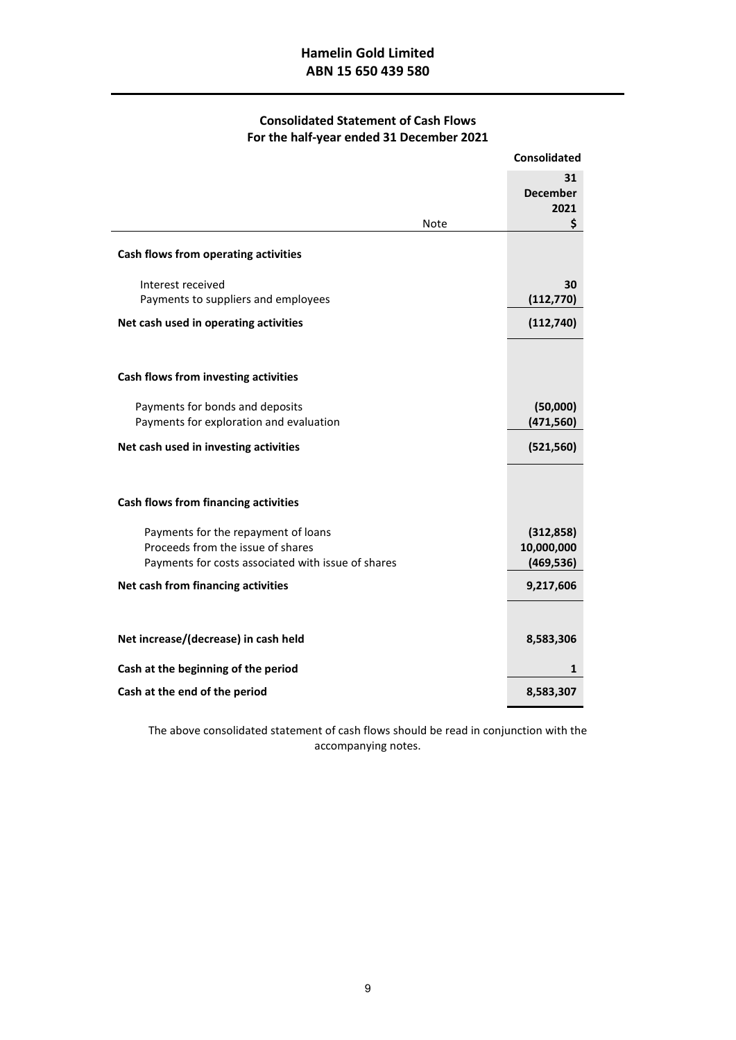# Hamelin Gold Limited
## ABN 15 650 439 580

### Consolidated Statement of Cash Flows
### For the half-year ended 31 December 2021

| | Note | Consolidated<br>31 December 2021<br>$ |
|---|---|---|
| **Cash flows from operating activities** | | |
| Interest received | | 30 |
| Payments to suppliers and employees | | (112,770) |
| **Net cash used in operating activities** | | **(112,740)** |
| **Cash flows from investing activities** | | |
| Payments for bonds and deposits | | (50,000) |
| Payments for exploration and evaluation | | (471,560) |
| **Net cash used in investing activities** | | **(521,560)** |
| **Cash flows from financing activities** | | |
| Payments for the repayment of loans | | (312,858) |
| Proceeds from the issue of shares | | 10,000,000 |
| Payments for costs associated with issue of shares | | (469,536) |
| **Net cash from financing activities** | | **9,217,606** |
| **Net increase/(decrease) in cash held** | | **8,583,306** |
| **Cash at the beginning of the period** | | **1** |
| **Cash at the end of the period** | | **8,583,307** |

The above consolidated statement of cash flows should be read in conjunction with the accompanying notes.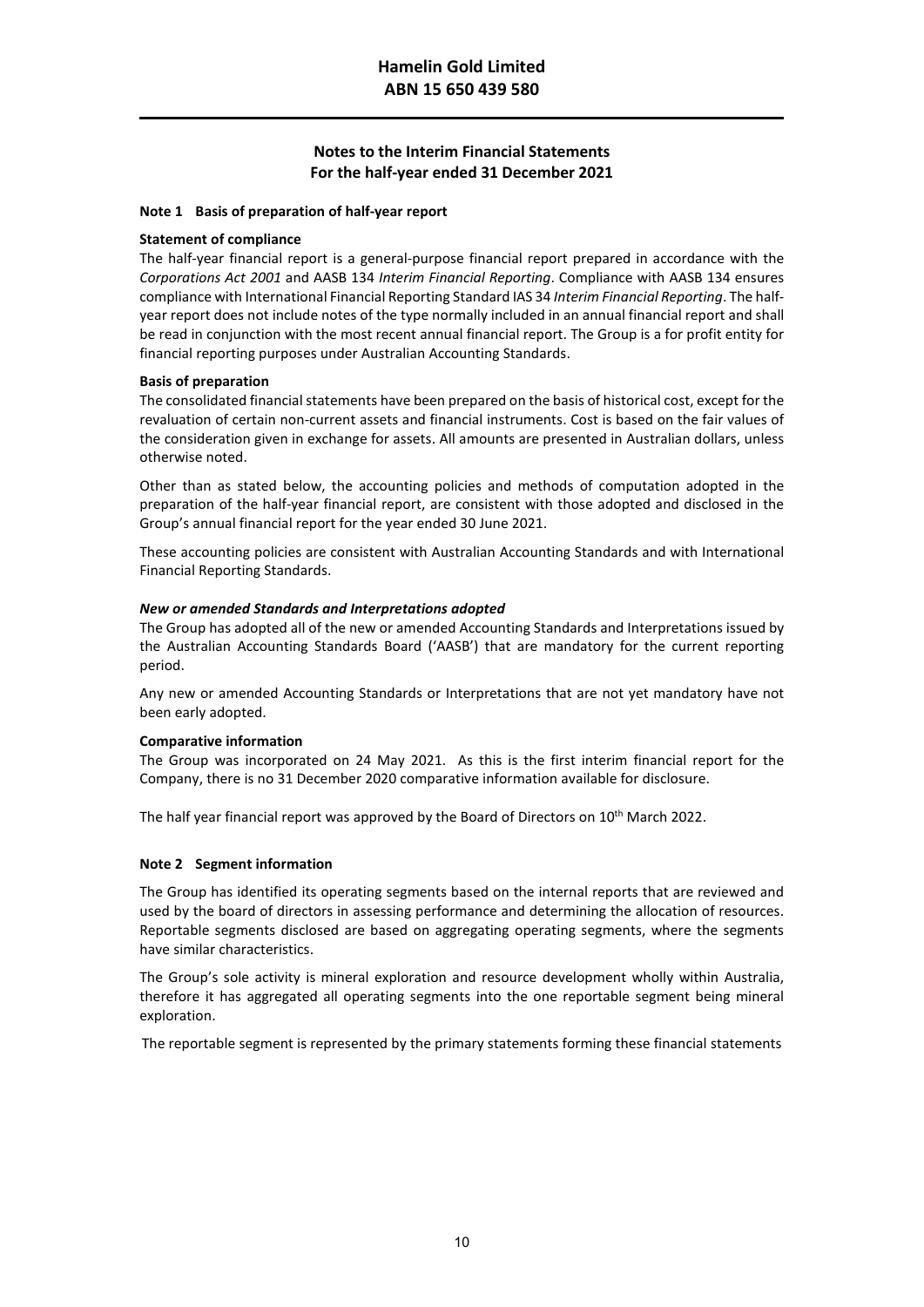## Notes to the Interim Financial Statements
## For the half-year ended 31 December 2021

### Note 1 Basis of preparation of half-year report

**Statement of compliance**

The half-year financial report is a general-purpose financial report prepared in accordance with the *Corporations Act 2001* and AASB 134 *Interim Financial Reporting*. Compliance with AASB 134 ensures compliance with International Financial Reporting Standard IAS 34 *Interim Financial Reporting*. The half-year report does not include notes of the type normally included in an annual financial report and shall be read in conjunction with the most recent annual financial report. The Group is a for profit entity for financial reporting purposes under Australian Accounting Standards.

**Basis of preparation**

The consolidated financial statements have been prepared on the basis of historical cost, except for the revaluation of certain non-current assets and financial instruments. Cost is based on the fair values of the consideration given in exchange for assets. All amounts are presented in Australian dollars, unless otherwise noted.

Other than as stated below, the accounting policies and methods of computation adopted in the preparation of the half-year financial report, are consistent with those adopted and disclosed in the Group's annual financial report for the year ended 30 June 2021.

These accounting policies are consistent with Australian Accounting Standards and with International Financial Reporting Standards.

***New or amended Standards and Interpretations adopted***

The Group has adopted all of the new or amended Accounting Standards and Interpretations issued by the Australian Accounting Standards Board ('AASB') that are mandatory for the current reporting period.

Any new or amended Accounting Standards or Interpretations that are not yet mandatory have not been early adopted.

**Comparative information**

The Group was incorporated on 24 May 2021. As this is the first interim financial report for the Company, there is no 31 December 2020 comparative information available for disclosure.

The half year financial report was approved by the Board of Directors on 10th March 2022.

### Note 2 Segment information

The Group has identified its operating segments based on the internal reports that are reviewed and used by the board of directors in assessing performance and determining the allocation of resources. Reportable segments disclosed are based on aggregating operating segments, where the segments have similar characteristics.

The Group's sole activity is mineral exploration and resource development wholly within Australia, therefore it has aggregated all operating segments into the one reportable segment being mineral exploration.

The reportable segment is represented by the primary statements forming these financial statements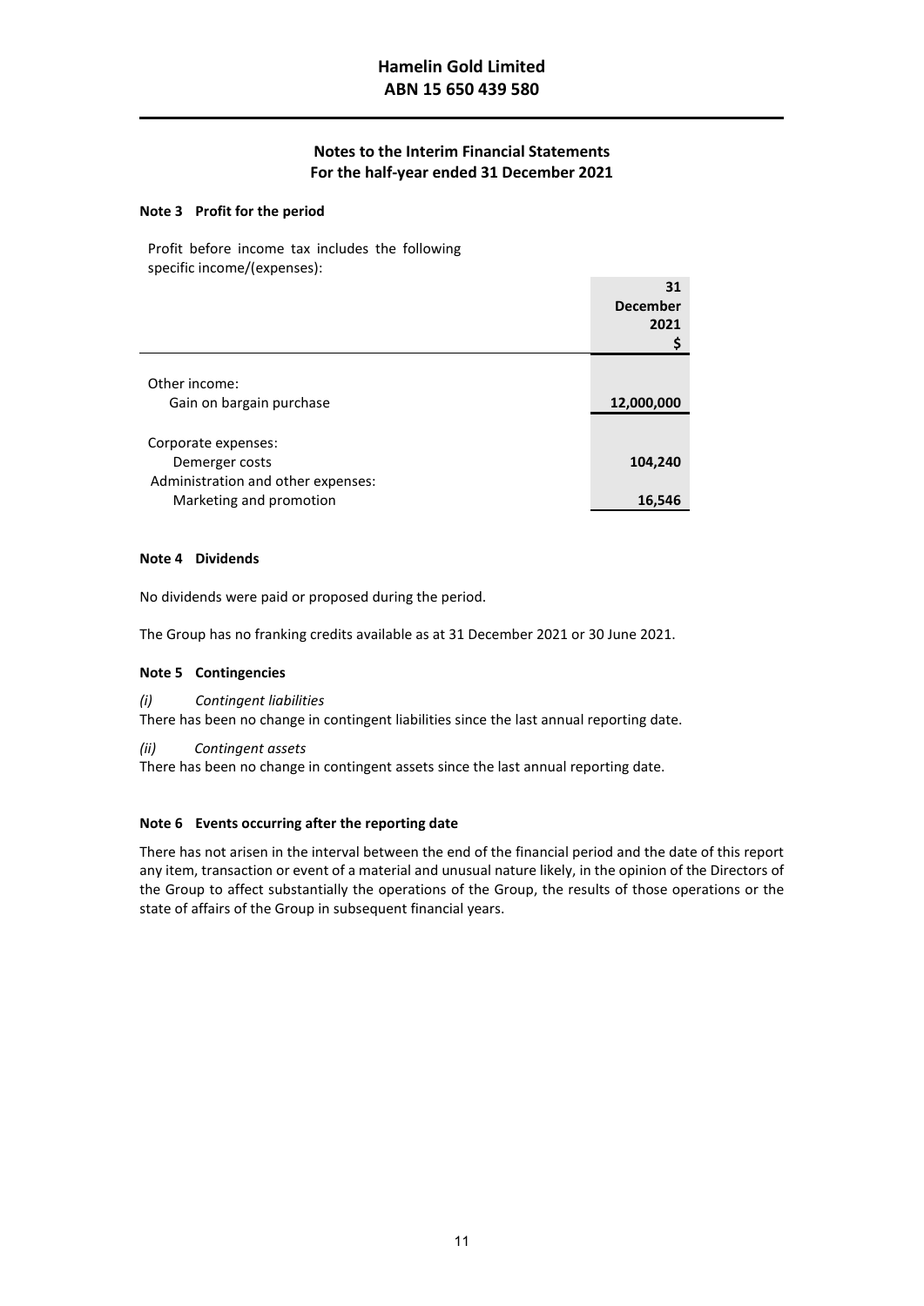# Hamelin Gold Limited
# ABN 15 650 439 580

## Notes to the Interim Financial Statements
## For the half-year ended 31 December 2021

### Note 3 Profit for the period

Profit before income tax includes the following specific income/(expenses):

| | **31 December 2021 $** |
|---|---|
| Other income: | |
| Gain on bargain purchase | **12,000,000** |
| Corporate expenses: | |
| Demerger costs | **104,240** |
| Administration and other expenses: | |
| Marketing and promotion | **16,546** |

### Note 4 Dividends

No dividends were paid or proposed during the period.

The Group has no franking credits available as at 31 December 2021 or 30 June 2021.

### Note 5 Contingencies

*(i) Contingent liabilities*

There has been no change in contingent liabilities since the last annual reporting date.

*(ii) Contingent assets*

There has been no change in contingent assets since the last annual reporting date.

### Note 6 Events occurring after the reporting date

There has not arisen in the interval between the end of the financial period and the date of this report any item, transaction or event of a material and unusual nature likely, in the opinion of the Directors of the Group to affect substantially the operations of the Group, the results of those operations or the state of affairs of the Group in subsequent financial years.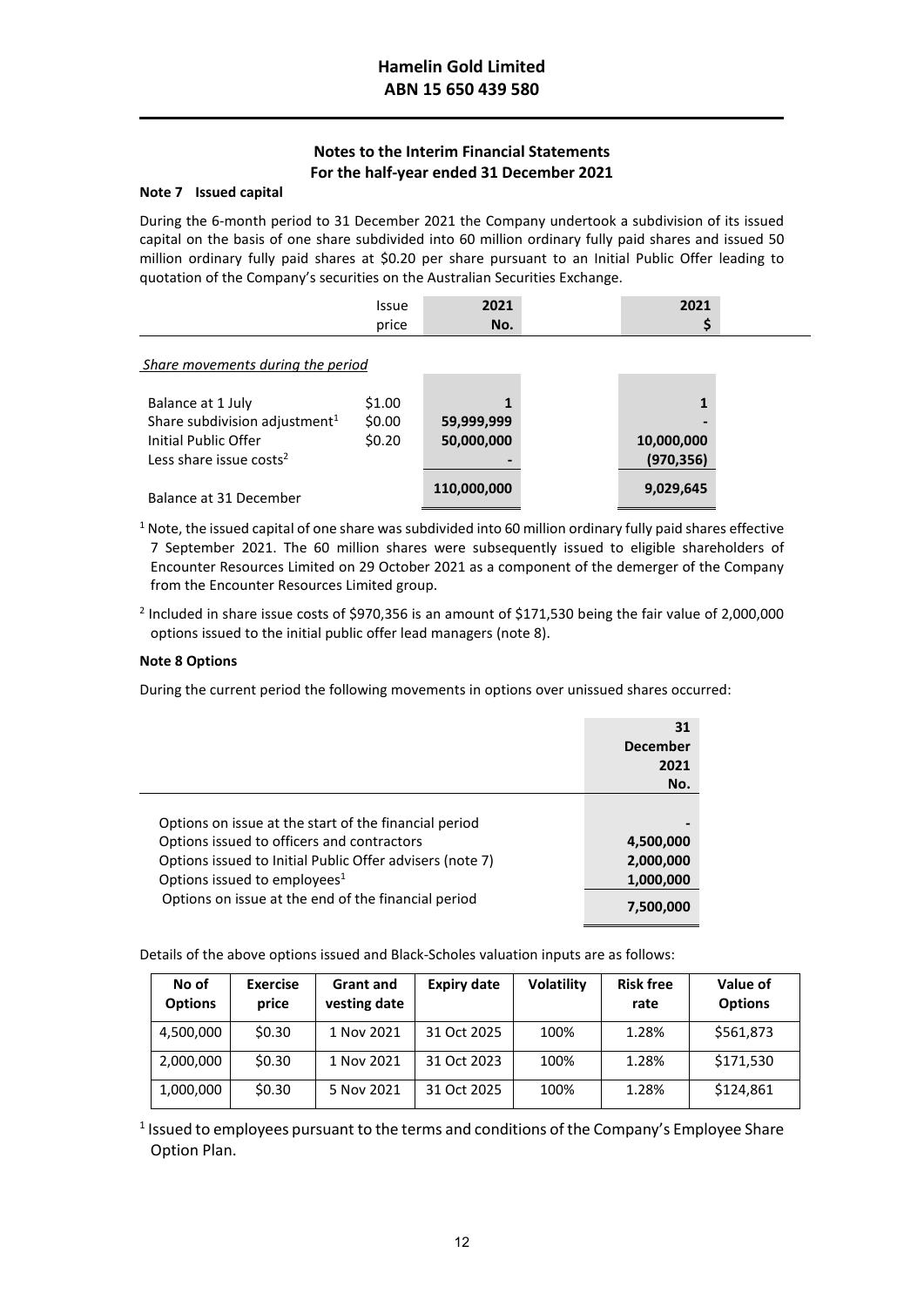# Notes to the Interim Financial Statements
## For the half-year ended 31 December 2021

### Note 7 Issued capital

During the 6-month period to 31 December 2021 the Company undertook a subdivision of its issued capital on the basis of one share subdivided into 60 million ordinary fully paid shares and issued 50 million ordinary fully paid shares at $0.20 per share pursuant to an Initial Public Offer leading to quotation of the Company's securities on the Australian Securities Exchange.

| | Issue price | 2021 No. | 2021 $ |
|---|---|---|---|
| *Share movements during the period* | | | |
| Balance at 1 July | $1.00 | 1 | 1 |
| Share subdivision adjustment[1] | $0.00 | 59,999,999 | - |
| Initial Public Offer | $0.20 | 50,000,000 | 10,000,000 |
| Less share issue costs[2] | | - | (970,356) |
| Balance at 31 December | | 110,000,000 | 9,029,645 |

[1] Note, the issued capital of one share was subdivided into 60 million ordinary fully paid shares effective 7 September 2021. The 60 million shares were subsequently issued to eligible shareholders of Encounter Resources Limited on 29 October 2021 as a component of the demerger of the Company from the Encounter Resources Limited group.

[2] Included in share issue costs of $970,356 is an amount of $171,530 being the fair value of 2,000,000 options issued to the initial public offer lead managers (note 8).

### Note 8 Options

During the current period the following movements in options over unissued shares occurred:

| | 31 December 2021 No. |
|---|---|
| Options on issue at the start of the financial period | - |
| Options issued to officers and contractors | 4,500,000 |
| Options issued to Initial Public Offer advisers (note 7) | 2,000,000 |
| Options issued to employees[1] | 1,000,000 |
| Options on issue at the end of the financial period | 7,500,000 |

Details of the above options issued and Black-Scholes valuation inputs are as follows:

| No of Options | Exercise price | Grant and vesting date | Expiry date | Volatility | Risk free rate | Value of Options |
|---|---|---|---|---|---|---|
| 4,500,000 | $0.30 | 1 Nov 2021 | 31 Oct 2025 | 100% | 1.28% | $561,873 |
| 2,000,000 | $0.30 | 1 Nov 2021 | 31 Oct 2023 | 100% | 1.28% | $171,530 |
| 1,000,000 | $0.30 | 5 Nov 2021 | 31 Oct 2025 | 100% | 1.28% | $124,861 |

[1] Issued to employees pursuant to the terms and conditions of the Company's Employee Share Option Plan.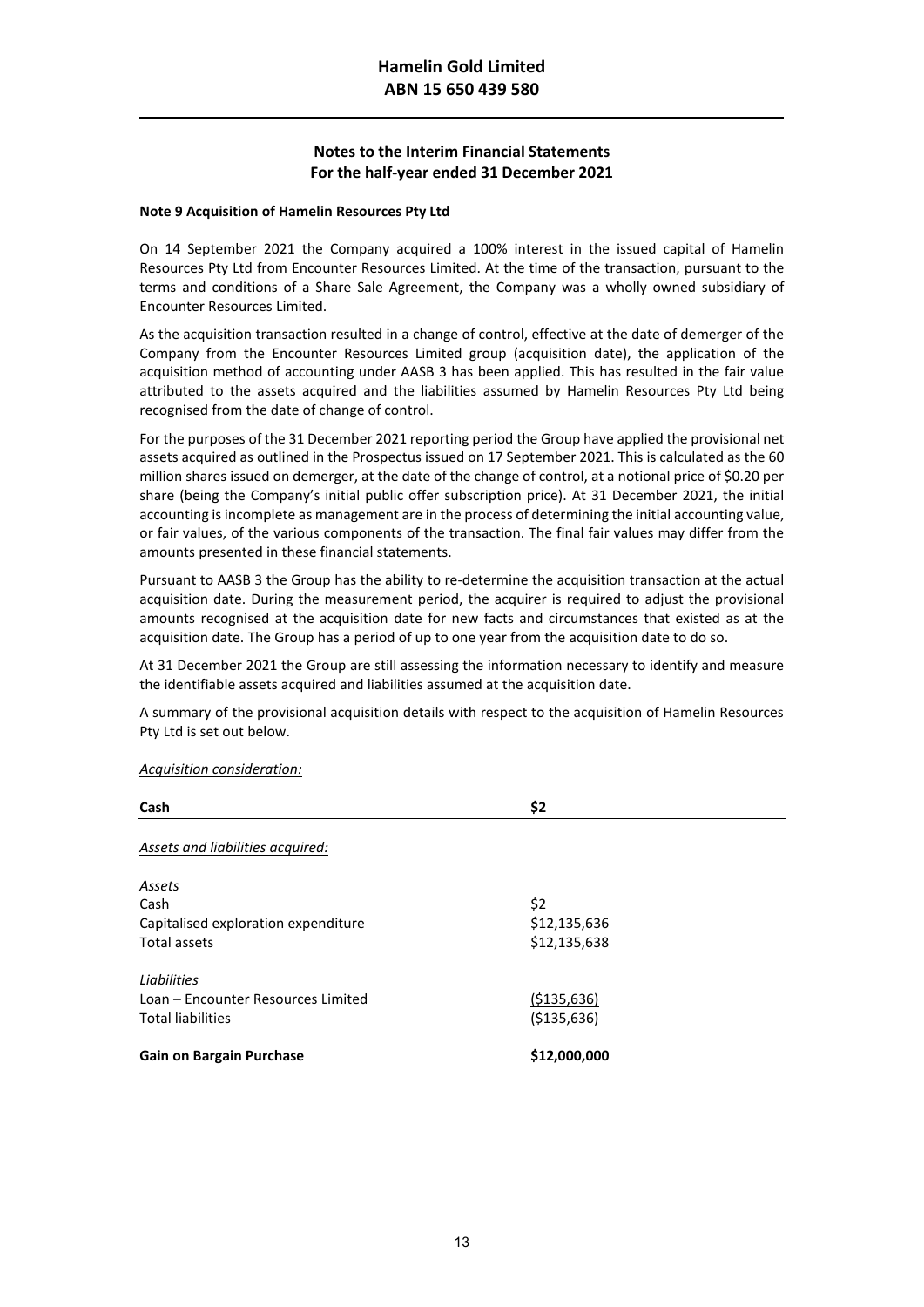# Hamelin Gold Limited
# ABN 15 650 439 580

## Notes to the Interim Financial Statements
## For the half-year ended 31 December 2021

**Note 9 Acquisition of Hamelin Resources Pty Ltd**

On 14 September 2021 the Company acquired a 100% interest in the issued capital of Hamelin Resources Pty Ltd from Encounter Resources Limited. At the time of the transaction, pursuant to the terms and conditions of a Share Sale Agreement, the Company was a wholly owned subsidiary of Encounter Resources Limited.

As the acquisition transaction resulted in a change of control, effective at the date of demerger of the Company from the Encounter Resources Limited group (acquisition date), the application of the acquisition method of accounting under AASB 3 has been applied. This has resulted in the fair value attributed to the assets acquired and the liabilities assumed by Hamelin Resources Pty Ltd being recognised from the date of change of control.

For the purposes of the 31 December 2021 reporting period the Group have applied the provisional net assets acquired as outlined in the Prospectus issued on 17 September 2021. This is calculated as the 60 million shares issued on demerger, at the date of the change of control, at a notional price of $0.20 per share (being the Company's initial public offer subscription price). At 31 December 2021, the initial accounting is incomplete as management are in the process of determining the initial accounting value, or fair values, of the various components of the transaction. The final fair values may differ from the amounts presented in these financial statements.

Pursuant to AASB 3 the Group has the ability to re-determine the acquisition transaction at the actual acquisition date. During the measurement period, the acquirer is required to adjust the provisional amounts recognised at the acquisition date for new facts and circumstances that existed as at the acquisition date. The Group has a period of up to one year from the acquisition date to do so.

At 31 December 2021 the Group are still assessing the information necessary to identify and measure the identifiable assets acquired and liabilities assumed at the acquisition date.

A summary of the provisional acquisition details with respect to the acquisition of Hamelin Resources Pty Ltd is set out below.

*Acquisition consideration:*

| **Cash** | **$2** |
|---|---|
| *Assets and liabilities acquired:* | |
| *Assets* | |
| Cash | $2 |
| Capitalised exploration expenditure | $12,135,636 |
| Total assets | $12,135,638 |
| *Liabilities* | |
| Loan – Encounter Resources Limited | ($135,636) |
| Total liabilities | ($135,636) |
| **Gain on Bargain Purchase** | **$12,000,000** |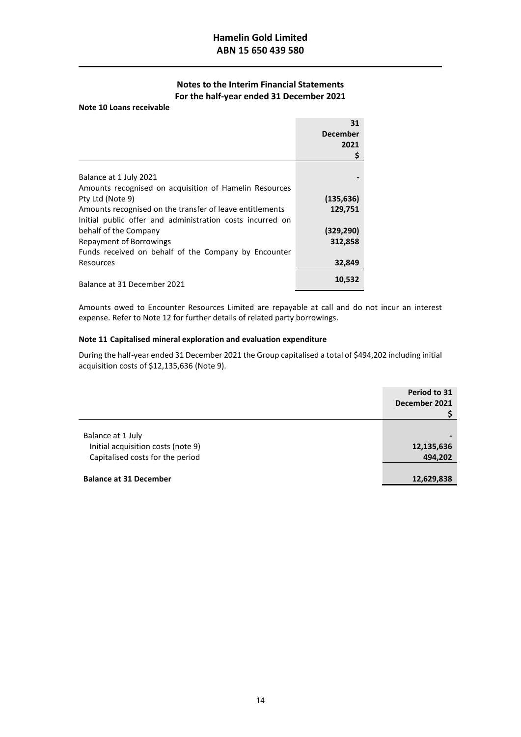# Hamelin Gold Limited
## ABN 15 650 439 580

### Notes to the Interim Financial Statements
### For the half-year ended 31 December 2021

**Note 10 Loans receivable**

| | 31 December 2021 $ |
|---|---|
| Balance at 1 July 2021 | - |
| Amounts recognised on acquisition of Hamelin Resources Pty Ltd (Note 9) | (135,636) |
| Amounts recognised on the transfer of leave entitlements | 129,751 |
| Initial public offer and administration costs incurred on behalf of the Company | (329,290) |
| Repayment of Borrowings | 312,858 |
| Funds received on behalf of the Company by Encounter Resources | 32,849 |
| Balance at 31 December 2021 | 10,532 |

Amounts owed to Encounter Resources Limited are repayable at call and do not incur an interest expense. Refer to Note 12 for further details of related party borrowings.

**Note 11 Capitalised mineral exploration and evaluation expenditure**

During the half-year ended 31 December 2021 the Group capitalised a total of $494,202 including initial acquisition costs of $12,135,636 (Note 9).

| | Period to 31 December 2021 $ |
|---|---|
| Balance at 1 July | - |
| Initial acquisition costs (note 9) | 12,135,636 |
| Capitalised costs for the period | 494,202 |
| **Balance at 31 December** | **12,629,838** |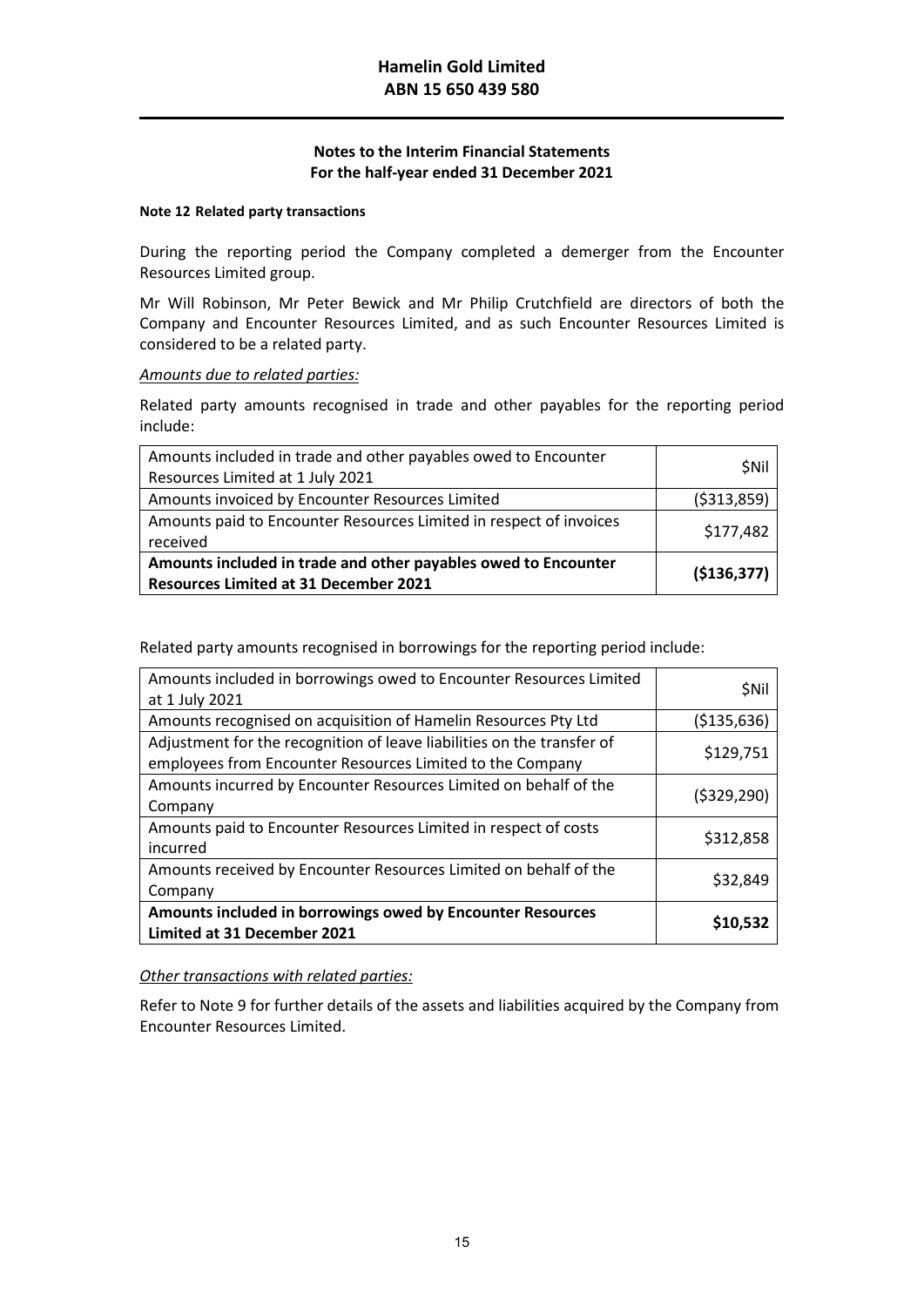# Hamelin Gold Limited
# ABN 15 650 439 580

## Notes to the Interim Financial Statements
## For the half-year ended 31 December 2021

### Note 12 Related party transactions

During the reporting period the Company completed a demerger from the Encounter Resources Limited group.

Mr Will Robinson, Mr Peter Bewick and Mr Philip Crutchfield are directors of both the Company and Encounter Resources Limited, and as such Encounter Resources Limited is considered to be a related party.

*Amounts due to related parties:*

Related party amounts recognised in trade and other payables for the reporting period include:

| | |
|---|---|
| Amounts included in trade and other payables owed to Encounter Resources Limited at 1 July 2021 | $Nil |
| Amounts invoiced by Encounter Resources Limited | ($313,859) |
| Amounts paid to Encounter Resources Limited in respect of invoices received | $177,482 |
| **Amounts included in trade and other payables owed to Encounter Resources Limited at 31 December 2021** | **($136,377)** |

Related party amounts recognised in borrowings for the reporting period include:

| | |
|---|---|
| Amounts included in borrowings owed to Encounter Resources Limited at 1 July 2021 | $Nil |
| Amounts recognised on acquisition of Hamelin Resources Pty Ltd | ($135,636) |
| Adjustment for the recognition of leave liabilities on the transfer of employees from Encounter Resources Limited to the Company | $129,751 |
| Amounts incurred by Encounter Resources Limited on behalf of the Company | ($329,290) |
| Amounts paid to Encounter Resources Limited in respect of costs incurred | $312,858 |
| Amounts received by Encounter Resources Limited on behalf of the Company | $32,849 |
| **Amounts included in borrowings owed by Encounter Resources Limited at 31 December 2021** | **$10,532** |

*Other transactions with related parties:*

Refer to Note 9 for further details of the assets and liabilities acquired by the Company from Encounter Resources Limited.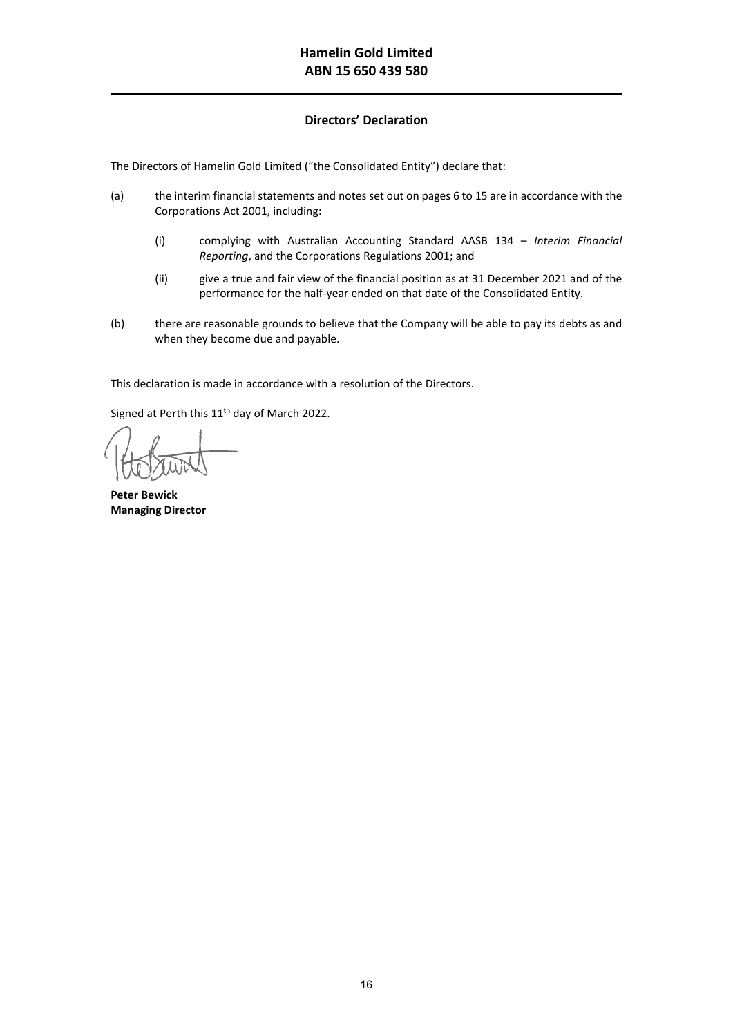# Hamelin Gold Limited
## ABN 15 650 439 580

### Directors' Declaration

The Directors of Hamelin Gold Limited ("the Consolidated Entity") declare that:

(a) the interim financial statements and notes set out on pages 6 to 15 are in accordance with the Corporations Act 2001, including:

   (i) complying with Australian Accounting Standard AASB 134 – *Interim Financial Reporting*, and the Corporations Regulations 2001; and

   (ii) give a true and fair view of the financial position as at 31 December 2021 and of the performance for the half-year ended on that date of the Consolidated Entity.

(b) there are reasonable grounds to believe that the Company will be able to pay its debts as and when they become due and payable.

This declaration is made in accordance with a resolution of the Directors.

Signed at Perth this 11th day of March 2022.

**Peter Bewick**
**Managing Director**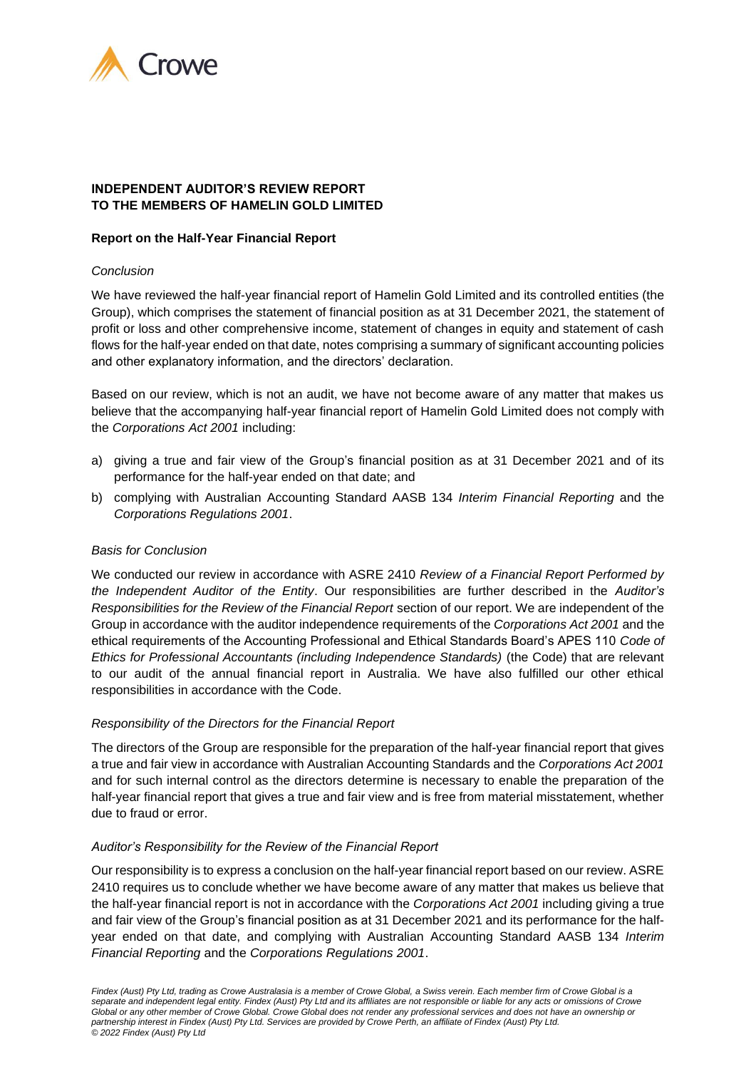Crowe

# INDEPENDENT AUDITOR'S REVIEW REPORT TO THE MEMBERS OF HAMELIN GOLD LIMITED

## Report on the Half-Year Financial Report

*Conclusion*

We have reviewed the half-year financial report of Hamelin Gold Limited and its controlled entities (the Group), which comprises the statement of financial position as at 31 December 2021, the statement of profit or loss and other comprehensive income, statement of changes in equity and statement of cash flows for the half-year ended on that date, notes comprising a summary of significant accounting policies and other explanatory information, and the directors' declaration.

Based on our review, which is not an audit, we have not become aware of any matter that makes us believe that the accompanying half-year financial report of Hamelin Gold Limited does not comply with the *Corporations Act 2001* including:

a) giving a true and fair view of the Group's financial position as at 31 December 2021 and of its performance for the half-year ended on that date; and

b) complying with Australian Accounting Standard AASB 134 *Interim Financial Reporting* and the *Corporations Regulations 2001*.

*Basis for Conclusion*

We conducted our review in accordance with ASRE 2410 *Review of a Financial Report Performed by the Independent Auditor of the Entity*. Our responsibilities are further described in the *Auditor's Responsibilities for the Review of the Financial Report* section of our report. We are independent of the Group in accordance with the auditor independence requirements of the *Corporations Act 2001* and the ethical requirements of the Accounting Professional and Ethical Standards Board's APES 110 *Code of Ethics for Professional Accountants (including Independence Standards)* (the Code) that are relevant to our audit of the annual financial report in Australia. We have also fulfilled our other ethical responsibilities in accordance with the Code.

*Responsibility of the Directors for the Financial Report*

The directors of the Group are responsible for the preparation of the half-year financial report that gives a true and fair view in accordance with Australian Accounting Standards and the *Corporations Act 2001* and for such internal control as the directors determine is necessary to enable the preparation of the half-year financial report that gives a true and fair view and is free from material misstatement, whether due to fraud or error.

*Auditor's Responsibility for the Review of the Financial Report*

Our responsibility is to express a conclusion on the half-year financial report based on our review. ASRE 2410 requires us to conclude whether we have become aware of any matter that makes us believe that the half-year financial report is not in accordance with the *Corporations Act 2001* including giving a true and fair view of the Group's financial position as at 31 December 2021 and its performance for the half-year ended on that date, and complying with Australian Accounting Standard AASB 134 *Interim Financial Reporting* and the *Corporations Regulations 2001*.

*Findex (Aust) Pty Ltd, trading as Crowe Australasia is a member of Crowe Global, a Swiss verein. Each member firm of Crowe Global is a separate and independent legal entity. Findex (Aust) Pty Ltd and its affiliates are not responsible or liable for any acts or omissions of Crowe Global or any other member of Crowe Global. Crowe Global does not render any professional services and does not have an ownership or partnership interest in Findex (Aust) Pty Ltd. Services are provided by Crowe Perth, an affiliate of Findex (Aust) Pty Ltd.*
*© 2022 Findex (Aust) Pty Ltd*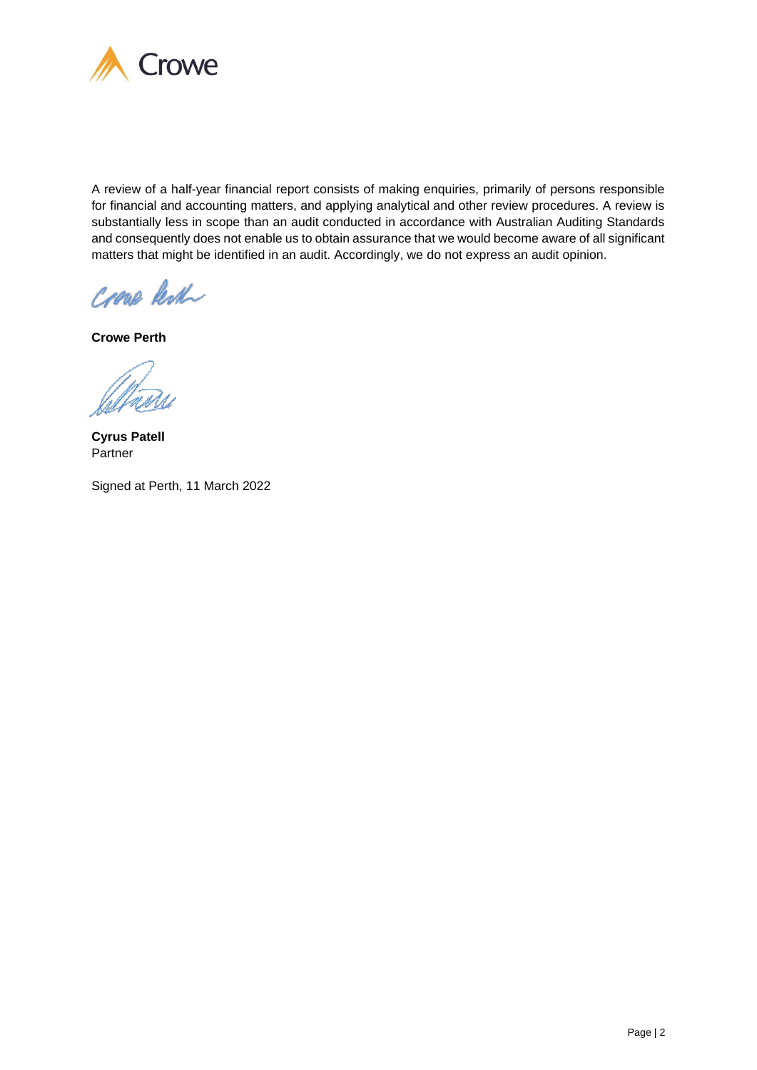A review of a half-year financial report consists of making enquiries, primarily of persons responsible for financial and accounting matters, and applying analytical and other review procedures. A review is substantially less in scope than an audit conducted in accordance with Australian Auditing Standards and consequently does not enable us to obtain assurance that we would become aware of all significant matters that might be identified in an audit. Accordingly, we do not express an audit opinion.

**Crowe Perth**

**Cyrus Patell**
Partner

Signed at Perth, 11 March 2022